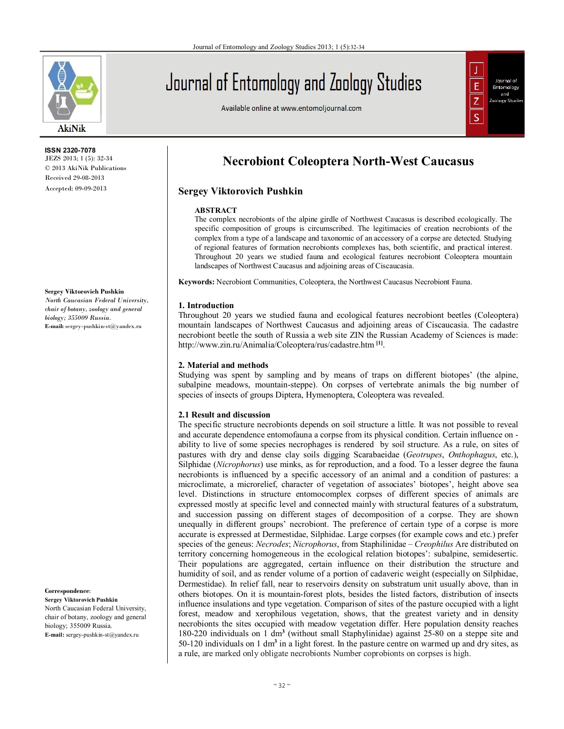ISSN 2320-7078
JEZS 2013; 1 (5): 32-34
© 2013 AkiNik Publications
Received 29-08-2013
Accepted: 09-09-2013

**Sergey Viktorovich Pushkin**
*North Caucasian Federal University, chair of botany, zoology and general biology; 355009 Russia.*
**E-mail:** sergey-pushkin-st@yandex.ru

**Correspondence**:
**Sergey Viktorovich Pushkin**
North Caucasian Federal University, chair of botany, zoology and general biology; 355009 Russia.
**E-mail:** sergey-pushkin-st@yandex.ru

# Necrobiont Coleoptera North-West Caucasus

## Sergey Viktorovich Pushkin

### ABSTRACT

The complex necrobionts of the alpine girdle of Northwest Caucasus is described ecologically. The specific composition of groups is circumscribed. The legitimacies of creation necrobionts of the complex from a type of a landscape and taxonomic of an accessory of a corpse are detected. Studying of regional features of formation necrobionts complexes has, both scientific, and practical interest. Throughout 20 years we studied fauna and ecological features necrobiont Coleoptera mountain landscapes of Northwest Caucasus and adjoining areas of Ciscaucasia.

**Keywords:** Necrobiont Communities, Coleoptera, the Northwest Caucasus Necrobiont Fauna.

### 1. Introduction

Throughout 20 years we studied fauna and ecological features necrobiont beetles (Coleoptera) mountain landscapes of Northwest Caucasus and adjoining areas of Ciscaucasia. The cadastre necrobiont beetle the south of Russia a web site ZIN the Russian Academy of Sciences is made: http://www.zin.ru/Animalia/Coleoptera/rus/cadastre.htm [1].

### 2. Material and methods

Studying was spent by sampling and by means of traps on different biotopes' (the alpine, subalpine meadows, mountain-steppe). On corpses of vertebrate animals the big number of species of insects of groups Diptera, Hymenoptera, Coleoptera was revealed.

### 2.1 Result and discussion

The specific structure necrobionts depends on soil structure a little. It was not possible to reveal and accurate dependence entomofauna a corpse from its physical condition. Certain influence on -ability to live of some species necrophages is rendered by soil structure. As a rule, on sites of pastures with dry and dense clay soils digging Scarabaeidae (*Geotrupes*, *Onthophagus*, etc.), Silphidae (*Nicrophorus*) use minks, as for reproduction, and a food. To a lesser degree the fauna necrobionts is influenced by a specific accessory of an animal and a condition of pastures: a microclimate, a microrelief, character of vegetation of associates' biotopes', height above sea level. Distinctions in structure entomocomplex corpses of different species of animals are expressed mostly at specific level and connected mainly with structural features of a substratum, and succession passing on different stages of decomposition of a corpse. They are shown unequally in different groups' necrobiont. The preference of certain type of a corpse is more accurate is expressed at Dermestidae, Silphidae. Large corpses (for example cows and etc.) prefer species of the geneus: *Necrodes*; *Nicrophorus*, from Staphilinidae – *Creophilus* Are distributed on territory concerning homogeneous in the ecological relation biotopes': subalpine, semidesertic. Their populations are aggregated, certain influence on their distribution the structure and humidity of soil, and as render volume of a portion of cadaveric weight (especially on Silphidae, Dermestidae). In relief fall, near to reservoirs density on substratum unit usually above, than in others biotopes. On it is mountain-forest plots, besides the listed factors, distribution of insects influence insulations and type vegetation. Comparison of sites of the pasture occupied with a light forest, meadow and xerophilous vegetation, shows, that the greatest variety and in density necrobionts the sites occupied with meadow vegetation differ. Here population density reaches 180-220 individuals on 1 $dm^3$ (without small Staphylinidae) against 25-80 on a steppe site and 50-120 individuals on 1 $dm^3$ in a light forest. In the pasture centre on warmed up and dry sites, as a rule, are marked only obligate necrobionts Number coprobionts on corpses is high.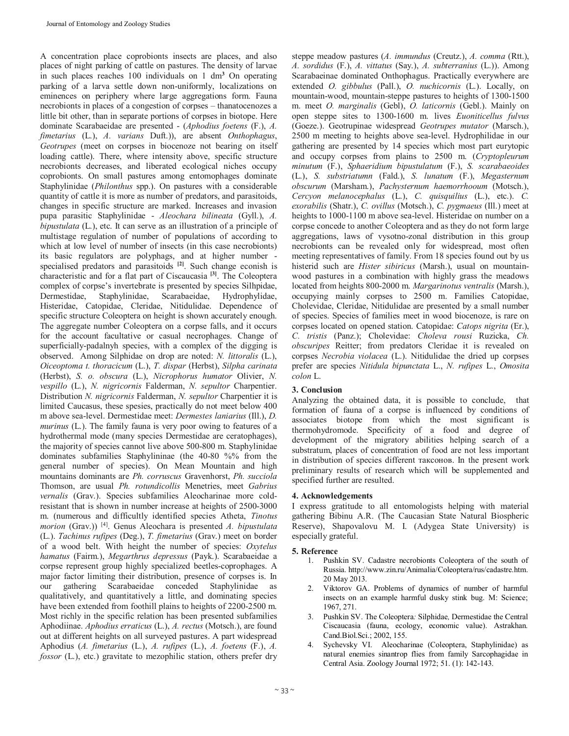A concentration place coprobionts insects are places, and also places of night parking of cattle on pastures. The density of larvae in such places reaches 100 individuals on 1 $dm^3$ On operating parking of a larva settle down non-uniformly, localizations on eminences on periphery where large aggregations form. Fauna necrobionts in places of a congestion of corpses – thanatocenozes a little bit other, than in separate portions of corpses in biotope. Here dominate Scarabaeidae are presented - (*Aphodius foetens* (F.), *A. fimetarius* (L.), *A. varians* Duft.)), are absent *Onthophagus*, *Geotrupes* (meet on corpses in biocenoze not bearing on itself loading cattle). There, where intensity above, specific structure necrobionts decreases, and liberated ecological niches occupy coprobionts. On small pastures among entomophages dominate Staphylinidae (*Philonthus* spp.). On pastures with a considerable quantity of cattle it is more as number of predators, and parasitoids, changes in specific structure are marked. Increases and invasion pupa parasitic Staphylinidae - *Aleochara bilineata* (Gyll.), *A. bipustulata* (L.), etc. It can serve as an illustration of a principle of multistage regulation of number of populations of according to which at low level of number of insects (in this case necrobionts) its basic regulators are polyphags, and at higher number - specialised predators and parasitoids [2]. Such change econish is characteristic and for a flat part of Ciscaucasia [3]. The Coleoptera complex of corpse's invertebrate is presented by species Silhpidae, Dermestidae, Staphylinidae, Scarabaeidae, Hydrophylidae, Histeridae, Catopidae, Cleridae, Nitidulidae. Dependence of specific structure Coleoptera on height is shown accurately enough. The aggregate number Coleoptera on a corpse falls, and it occurs for the account facultative or casual necrophages. Change of superficially-padalnyh species, with a complex of the digging is observed. Among Silphidae on drop are noted: *N. littoralis* (L.), *Oiceoptoma t. thoracicum* (L.), *T. dispar* (Herbst), *Silpha carinata* (Herbst), *S. o. obscura* (L.), *Nicrophorus humator* Olivier, *N. vespillo* (L.), *N. nigricornis* Falderman, *N. sepultor* Charpentier. Distribution *N. nigricornis* Falderman, *N. sepultor* Charpentier it is limited Caucasus, these spesies, practically do not meet below 400 m above sea-level. Dermestidae meet: *Dermestes laniarius* (Ill.), *D. murinus* (L.). The family fauna is very poor owing to features of a hydrothermal mode (many species Dermestidae are ceratophages), the majority of species cannot live above 500-800 m. Staphylinidae dominates subfamilies Staphylininae (the 40-80 %% from the general number of species). On Mean Mountain and high mountains dominants are *Ph. corruscus* Gravenhorst, *Ph. succiola* Thomson, are usual *Ph. rotundicollis* Menetries, meet *Gabrius vernalis* (Grav.). Species subfamilies Aleocharinae more cold-resistant that is shown in number increase at heights of 2500-3000 m. (numerous and difficultly identified species Atheta, *Tinotus morion* (Grav.)) [4]. Genus Aleochara is presented *A. bipustulata* (L.). *Tachinus rufipes* (Deg.), *T. fimetarius* (Grav.) meet on border of a wood belt. With height the number of species: *Oxytelus hamatus* (Fairm.), *Megarthrus depressus* (Payk.). Scarabaeidae a corpse represent group highly specialized beetles-coprophages. A major factor limiting their distribution, presence of corpses is. In our gathering Scarabaeidae conceded Staphylinidae as qualitatively, and quantitatively a little, and dominating species have been extended from foothill plains to heights of 2200-2500 m. Most richly in the specific relation has been presented subfamilies Aphodiinae. *Aphodius erraticus* (L.), *A. rectus* (Motsch.), are found out at different heights on all surveyed pastures. A part widespread Aphodius (*A. fimetarius* (L.), *A. rufipes* (L.), *A. foetens* (F.), *A. fossor* (L.), etc.) gravitate to mezophilic station, others prefer dry steppe meadow pastures (*A. immundus* (Creutz.), *A. comma* (Rtt.), *A. sordidus* (F.), *A. vittatus* (Say.), *A. subterranius* (L.)). Among Scarabaeinae dominated Onthophagus. Practically everywhere are extended *O. gibbulus* (Pall.), *O. nuchicornis* (L.). Locally, on mountain-wood, mountain-steppe pastures to heights of 1300-1500 m. meet *O. marginalis* (Gebl), *O. laticornis* (Gebl.). Mainly on open steppe sites to 1300-1600 m. lives *Euoniticellus fulvus* (Goeze.). Geotrupinae widespread *Geotrupes mutator* (Marsch.), 2500 m meeting to heights above sea-level. Hydrophilidae in our gathering are presented by 14 species which most part eurytopic and occupy corpses from plains to 2500 m. (*Cryptopleurum minutum* (F.), *Sphaeridium bipustulatum* (F.), *S. scarabaeoides* (L.), *S. substriatumn* (Fald.), *S. lunatum* (F.), *Megasternum obscurum* (Marsham.), *Pachysternum haemorrhooum* (Motsch.), *Cercyon melanocephalus* (L.), *C. quisquilius* (L.), etc.). *C. exorabilis* (Shatr.), *C. ovillus* (Motsch.), *C. pygmaeus* (Ill.) meet at heights to 1000-1100 m above sea-level. Histeridae on number on a corpse concede to another Coleoptera and as they do not form large aggregations, laws of vysotno-zonal distribution in this group necrobionts can be revealed only for widespread, most often meeting representatives of family. From 18 species found out by us histerid such are *Hister sibiricus* (Marsh.), usual on mountain-wood pastures in a combination with highly grass the meadows located from heights 800-2000 m. *Margarinotus ventralis* (Marsh.), occupying mainly corpses to 2500 m. Families Catopidae, Cholevidae, Cleridae, Nitidulidae are presented by a small number of species. Species of families meet in wood biocenoze, is rare on corpses located on opened station. Catopidae: *Catops nigrita* (Er.), *C. tristis* (Panz.); Cholevidae: *Choleva rousi* Ruzicka, *Ch. obscuripes* Reitter; from predators Cleridae it is revealed on corpses *Necrobia violacea* (L.). Nitidulidae the dried up corpses prefer are species *Nitidula bipunctata* L., *N. rufipes* L., *Omosita colon* L.

## 3. Conclusion

Analyzing the obtained data, it is possible to conclude, that formation of fauna of a corpse is influenced by conditions of associates biotope from which the most significant is thermohydromode. Specificity of a food and degree of development of the migratory abilities helping search of a substratum, places of concentration of food are not less important in distribution of species different таксонов. In the present work preliminary results of research which will be supplemented and specified further are resulted.

## 4. Acknowledgements

I express gratitude to all entomologists helping with material gathering Bibinu A.R. (The Caucasian State Natural Biospheric Reserve), Shapovalovu M. I. (Adygea State University) is especially grateful.

## 5. Reference

1. Pushkin SV. Cadastre necrobionts Coleoptera of the south of Russia. http://www.zin.ru/Animalia/Coleoptera/rus/cadastre.htm. 20 May 2013.
2. Viktorov GA. Problems of dynamics of number of harmful insects on an example harmful dusky stink bug. M: Science; 1967, 271.
3. Pushkin SV. The Coleoptera: Silphidae, Dermestidae the Central Ciscaucasia (fauna, ecology, economic value). Astrakhan. Cand.Biol.Sci.; 2002, 155.
4. Sychevsky VI. Aleocharinae (Coleoptera, Staphylinidae) as natural enemies sinantrop flies from family Sarcophagidae in Central Asia. Zoology Journal 1972; 51. (1): 142-143.